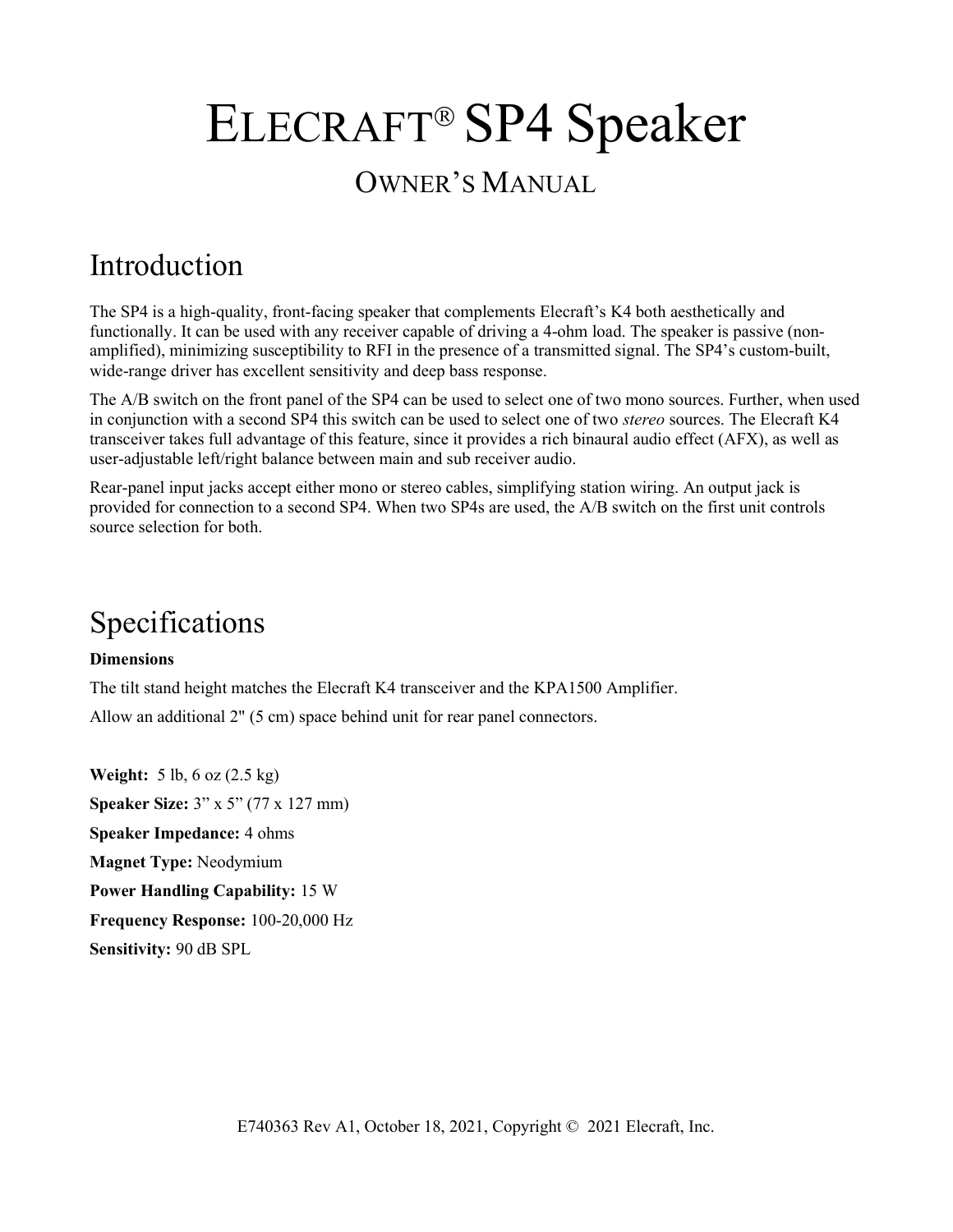# ELECRAFT® SP4 Speaker

## OWNER'S MANUAL

## Introduction

The SP4 is a high-quality, front-facing speaker that complements Elecraft's K4 both aesthetically and functionally. It can be used with any receiver capable of driving a 4-ohm load. The speaker is passive (non-amplified), minimizing susceptibility to RFI in the presence of a transmitted signal. The SP4's custom-built, wide-range driver has excellent sensitivity and deep bass response.

The A/B switch on the front panel of the SP4 can be used to select one of two mono sources. Further, when used in conjunction with a second SP4 this switch can be used to select one of two *stereo* sources. The Elecraft K4 transceiver takes full advantage of this feature, since it provides a rich binaural audio effect (AFX), as well as user-adjustable left/right balance between main and sub receiver audio.

Rear-panel input jacks accept either mono or stereo cables, simplifying station wiring. An output jack is provided for connection to a second SP4. When two SP4s are used, the A/B switch on the first unit controls source selection for both.

## Specifications

**Dimensions**

The tilt stand height matches the Elecraft K4 transceiver and the KPA1500 Amplifier.

Allow an additional 2" (5 cm) space behind unit for rear panel connectors.

**Weight:** 5 lb, 6 oz (2.5 kg)

**Speaker Size:** 3" x 5" (77 x 127 mm)

**Speaker Impedance:** 4 ohms

**Magnet Type:** Neodymium

**Power Handling Capability:** 15 W

**Frequency Response:** 100-20,000 Hz

**Sensitivity:** 90 dB SPL

E740363 Rev A1, October 18, 2021, Copyright © 2021 Elecraft, Inc.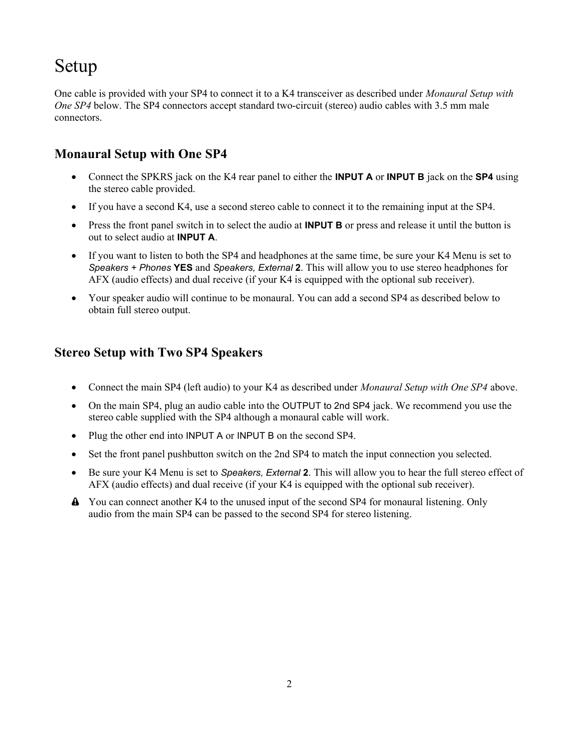# Setup

One cable is provided with your SP4 to connect it to a K4 transceiver as described under *Monaural Setup with One SP4* below. The SP4 connectors accept standard two-circuit (stereo) audio cables with 3.5 mm male connectors.

## Monaural Setup with One SP4

- Connect the SPKRS jack on the K4 rear panel to either the **INPUT A** or **INPUT B** jack on the **SP4** using the stereo cable provided.
- If you have a second K4, use a second stereo cable to connect it to the remaining input at the SP4.
- Press the front panel switch in to select the audio at **INPUT B** or press and release it until the button is out to select audio at **INPUT A**.
- If you want to listen to both the SP4 and headphones at the same time, be sure your K4 Menu is set to *Speakers + Phones* **YES** and *Speakers, External* **2**. This will allow you to use stereo headphones for AFX (audio effects) and dual receive (if your K4 is equipped with the optional sub receiver).
- Your speaker audio will continue to be monaural. You can add a second SP4 as described below to obtain full stereo output.

## Stereo Setup with Two SP4 Speakers

- Connect the main SP4 (left audio) to your K4 as described under *Monaural Setup with One SP4* above.
- On the main SP4, plug an audio cable into the OUTPUT to 2nd SP4 jack. We recommend you use the stereo cable supplied with the SP4 although a monaural cable will work.
- Plug the other end into INPUT A or INPUT B on the second SP4.
- Set the front panel pushbutton switch on the 2nd SP4 to match the input connection you selected.
- Be sure your K4 Menu is set to *Speakers, External* **2**. This will allow you to hear the full stereo effect of AFX (audio effects) and dual receive (if your K4 is equipped with the optional sub receiver).

⚠ You can connect another K4 to the unused input of the second SP4 for monaural listening. Only audio from the main SP4 can be passed to the second SP4 for stereo listening.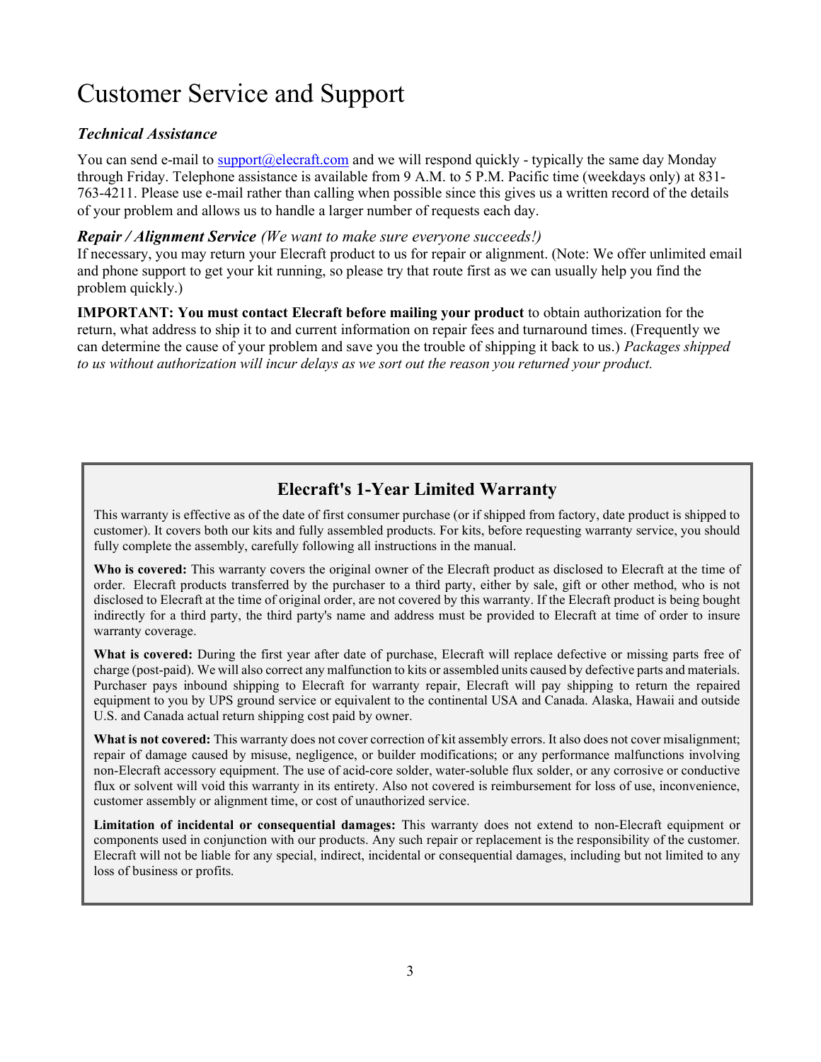# Customer Service and Support

### *Technical Assistance*

You can send e-mail to support@elecraft.com and we will respond quickly - typically the same day Monday through Friday. Telephone assistance is available from 9 A.M. to 5 P.M. Pacific time (weekdays only) at 831-763-4211. Please use e-mail rather than calling when possible since this gives us a written record of the details of your problem and allows us to handle a larger number of requests each day.

### ***Repair / Alignment Service*** *(We want to make sure everyone succeeds!)*

If necessary, you may return your Elecraft product to us for repair or alignment. (Note: We offer unlimited email and phone support to get your kit running, so please try that route first as we can usually help you find the problem quickly.)

**IMPORTANT: You must contact Elecraft before mailing your product** to obtain authorization for the return, what address to ship it to and current information on repair fees and turnaround times. (Frequently we can determine the cause of your problem and save you the trouble of shipping it back to us.) *Packages shipped to us without authorization will incur delays as we sort out the reason you returned your product.*

## Elecraft's 1-Year Limited Warranty

This warranty is effective as of the date of first consumer purchase (or if shipped from factory, date product is shipped to customer). It covers both our kits and fully assembled products. For kits, before requesting warranty service, you should fully complete the assembly, carefully following all instructions in the manual.

**Who is covered:** This warranty covers the original owner of the Elecraft product as disclosed to Elecraft at the time of order. Elecraft products transferred by the purchaser to a third party, either by sale, gift or other method, who is not disclosed to Elecraft at the time of original order, are not covered by this warranty. If the Elecraft product is being bought indirectly for a third party, the third party's name and address must be provided to Elecraft at time of order to insure warranty coverage.

**What is covered:** During the first year after date of purchase, Elecraft will replace defective or missing parts free of charge (post-paid). We will also correct any malfunction to kits or assembled units caused by defective parts and materials. Purchaser pays inbound shipping to Elecraft for warranty repair, Elecraft will pay shipping to return the repaired equipment to you by UPS ground service or equivalent to the continental USA and Canada. Alaska, Hawaii and outside U.S. and Canada actual return shipping cost paid by owner.

**What is not covered:** This warranty does not cover correction of kit assembly errors. It also does not cover misalignment; repair of damage caused by misuse, negligence, or builder modifications; or any performance malfunctions involving non-Elecraft accessory equipment. The use of acid-core solder, water-soluble flux solder, or any corrosive or conductive flux or solvent will void this warranty in its entirety. Also not covered is reimbursement for loss of use, inconvenience, customer assembly or alignment time, or cost of unauthorized service.

**Limitation of incidental or consequential damages:** This warranty does not extend to non-Elecraft equipment or components used in conjunction with our products. Any such repair or replacement is the responsibility of the customer. Elecraft will not be liable for any special, indirect, incidental or consequential damages, including but not limited to any loss of business or profits.